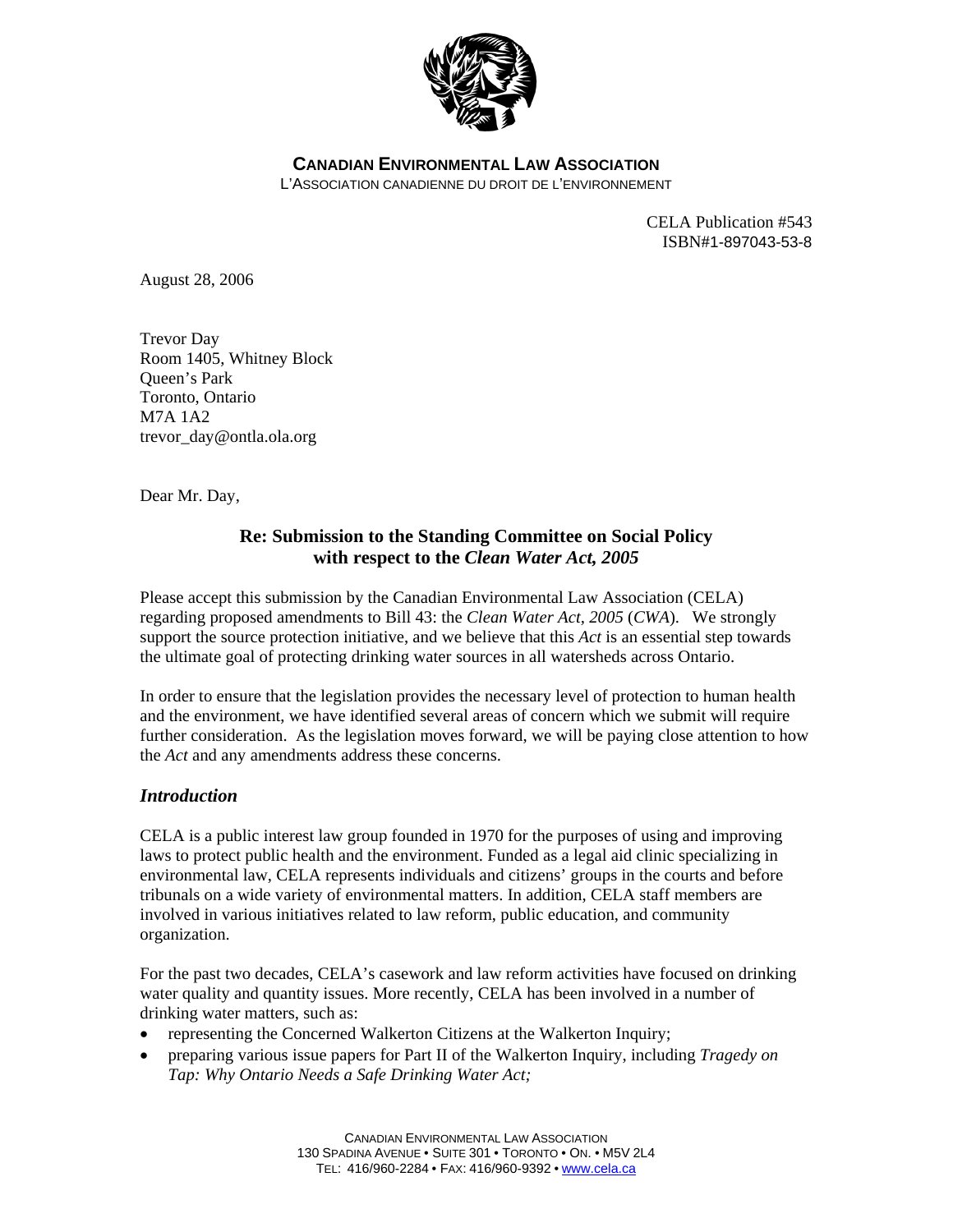**CANADIAN ENVIRONMENTAL LAW ASSOCIATION**
L'ASSOCIATION CANADIENNE DU DROIT DE L'ENVIRONNEMENT

CELA Publication #543
ISBN#1-897043-53-8

August 28, 2006

Trevor Day
Room 1405, Whitney Block
Queen's Park
Toronto, Ontario
M7A 1A2
trevor_day@ontla.ola.org

Dear Mr. Day,

**Re: Submission to the Standing Committee on Social Policy with respect to the *Clean Water Act, 2005***

Please accept this submission by the Canadian Environmental Law Association (CELA) regarding proposed amendments to Bill 43: the *Clean Water Act, 2005* (*CWA*). We strongly support the source protection initiative, and we believe that this *Act* is an essential step towards the ultimate goal of protecting drinking water sources in all watersheds across Ontario.

In order to ensure that the legislation provides the necessary level of protection to human health and the environment, we have identified several areas of concern which we submit will require further consideration. As the legislation moves forward, we will be paying close attention to how the *Act* and any amendments address these concerns.

## *Introduction*

CELA is a public interest law group founded in 1970 for the purposes of using and improving laws to protect public health and the environment. Funded as a legal aid clinic specializing in environmental law, CELA represents individuals and citizens' groups in the courts and before tribunals on a wide variety of environmental matters. In addition, CELA staff members are involved in various initiatives related to law reform, public education, and community organization.

For the past two decades, CELA's casework and law reform activities have focused on drinking water quality and quantity issues. More recently, CELA has been involved in a number of drinking water matters, such as:

- representing the Concerned Walkerton Citizens at the Walkerton Inquiry;
- preparing various issue papers for Part II of the Walkerton Inquiry, including *Tragedy on Tap: Why Ontario Needs a Safe Drinking Water Act;*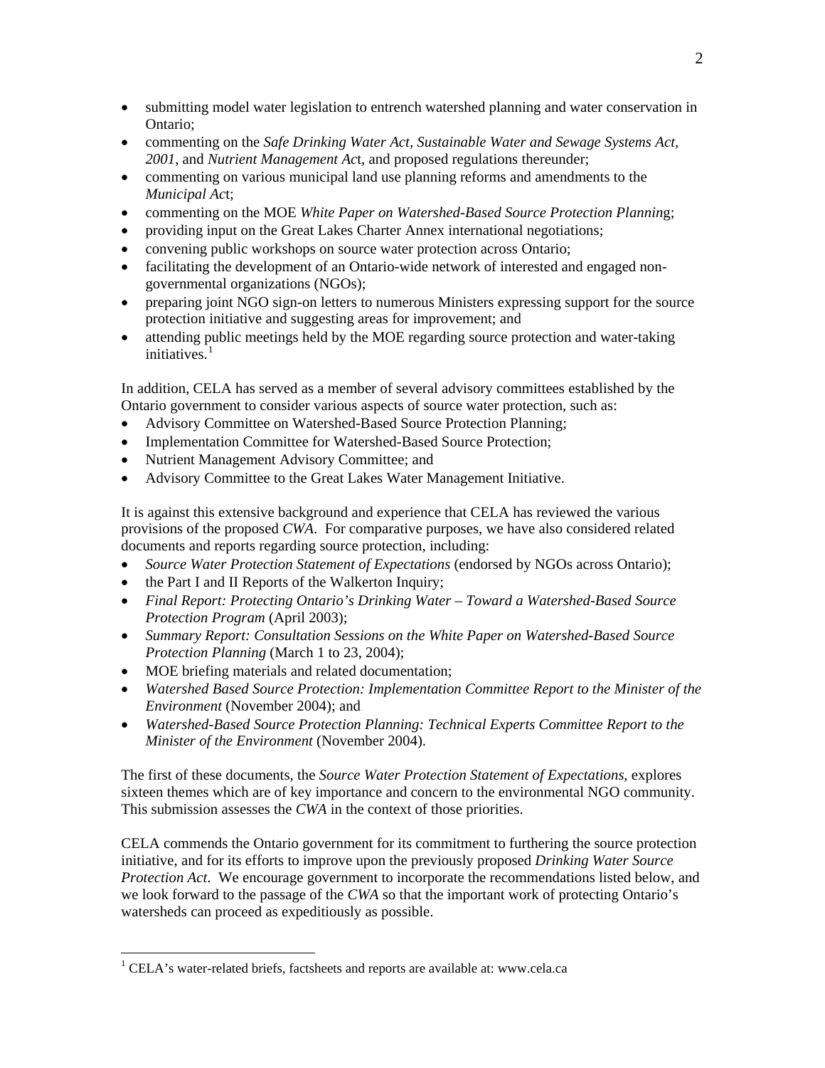- submitting model water legislation to entrench watershed planning and water conservation in Ontario;
- commenting on the *Safe Drinking Water Act*, *Sustainable Water and Sewage Systems Act, 2001*, and *Nutrient Management Ac*t, and proposed regulations thereunder;
- commenting on various municipal land use planning reforms and amendments to the *Municipal Ac*t;
- commenting on the MOE *White Paper on Watershed-Based Source Protection Plannin*g;
- providing input on the Great Lakes Charter Annex international negotiations;
- convening public workshops on source water protection across Ontario;
- facilitating the development of an Ontario-wide network of interested and engaged non-governmental organizations (NGOs);
- preparing joint NGO sign-on letters to numerous Ministers expressing support for the source protection initiative and suggesting areas for improvement; and
- attending public meetings held by the MOE regarding source protection and water-taking initiatives.[1]

In addition, CELA has served as a member of several advisory committees established by the Ontario government to consider various aspects of source water protection, such as:

- Advisory Committee on Watershed-Based Source Protection Planning;
- Implementation Committee for Watershed-Based Source Protection;
- Nutrient Management Advisory Committee; and
- Advisory Committee to the Great Lakes Water Management Initiative.

It is against this extensive background and experience that CELA has reviewed the various provisions of the proposed *CWA*. For comparative purposes, we have also considered related documents and reports regarding source protection, including:

- *Source Water Protection Statement of Expectations* (endorsed by NGOs across Ontario);
- the Part I and II Reports of the Walkerton Inquiry;
- *Final Report: Protecting Ontario's Drinking Water – Toward a Watershed-Based Source Protection Program* (April 2003);
- *Summary Report: Consultation Sessions on the White Paper on Watershed-Based Source Protection Planning* (March 1 to 23, 2004);
- MOE briefing materials and related documentation;
- *Watershed Based Source Protection: Implementation Committee Report to the Minister of the Environment* (November 2004); and
- *Watershed-Based Source Protection Planning: Technical Experts Committee Report to the Minister of the Environment* (November 2004).

The first of these documents, the *Source Water Protection Statement of Expectations*, explores sixteen themes which are of key importance and concern to the environmental NGO community. This submission assesses the *CWA* in the context of those priorities.

CELA commends the Ontario government for its commitment to furthering the source protection initiative, and for its efforts to improve upon the previously proposed *Drinking Water Source Protection Act*. We encourage government to incorporate the recommendations listed below, and we look forward to the passage of the *CWA* so that the important work of protecting Ontario's watersheds can proceed as expeditiously as possible.

[1] CELA's water-related briefs, factsheets and reports are available at: www.cela.ca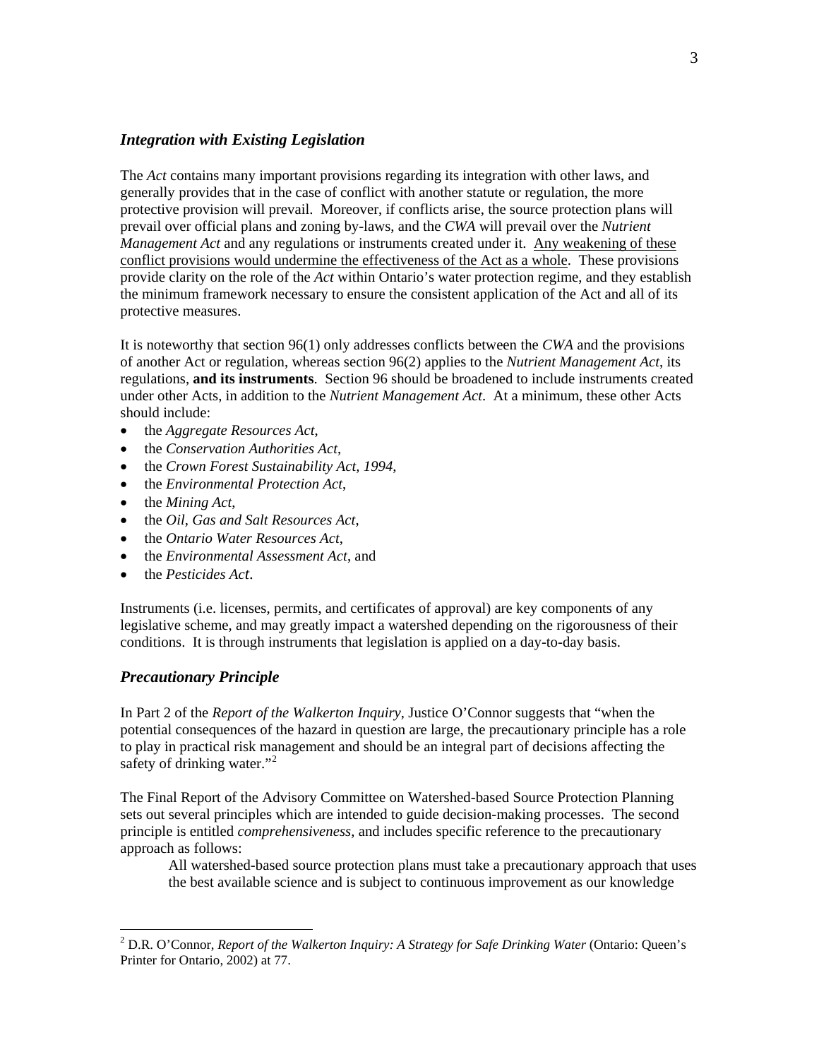### *Integration with Existing Legislation*

The *Act* contains many important provisions regarding its integration with other laws, and generally provides that in the case of conflict with another statute or regulation, the more protective provision will prevail. Moreover, if conflicts arise, the source protection plans will prevail over official plans and zoning by-laws, and the *CWA* will prevail over the *Nutrient Management Act* and any regulations or instruments created under it. <u>Any weakening of these conflict provisions would undermine the effectiveness of the Act as a whole</u>. These provisions provide clarity on the role of the *Act* within Ontario's water protection regime, and they establish the minimum framework necessary to ensure the consistent application of the Act and all of its protective measures.

It is noteworthy that section 96(1) only addresses conflicts between the *CWA* and the provisions of another Act or regulation, whereas section 96(2) applies to the *Nutrient Management Act*, its regulations, **and its instruments**. Section 96 should be broadened to include instruments created under other Acts, in addition to the *Nutrient Management Act*. At a minimum, these other Acts should include:

- the *Aggregate Resources Act*,
- the *Conservation Authorities Act*,
- the *Crown Forest Sustainability Act, 1994*,
- the *Environmental Protection Act*,
- the *Mining Act*,
- the *Oil, Gas and Salt Resources Act*,
- the *Ontario Water Resources Act*,
- the *Environmental Assessment Act*, and
- the *Pesticides Act*.

Instruments (i.e. licenses, permits, and certificates of approval) are key components of any legislative scheme, and may greatly impact a watershed depending on the rigorousness of their conditions. It is through instruments that legislation is applied on a day-to-day basis.

### *Precautionary Principle*

In Part 2 of the *Report of the Walkerton Inquiry*, Justice O'Connor suggests that "when the potential consequences of the hazard in question are large, the precautionary principle has a role to play in practical risk management and should be an integral part of decisions affecting the safety of drinking water."[2]

The Final Report of the Advisory Committee on Watershed-based Source Protection Planning sets out several principles which are intended to guide decision-making processes. The second principle is entitled *comprehensiveness*, and includes specific reference to the precautionary approach as follows:

> All watershed-based source protection plans must take a precautionary approach that uses the best available science and is subject to continuous improvement as our knowledge

[2] D.R. O'Connor, *Report of the Walkerton Inquiry: A Strategy for Safe Drinking Water* (Ontario: Queen's Printer for Ontario, 2002) at 77.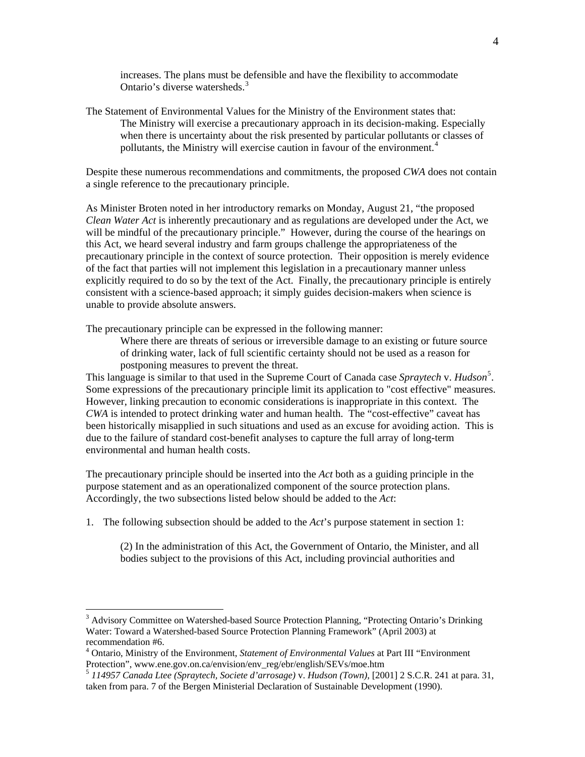> increases. The plans must be defensible and have the flexibility to accommodate Ontario's diverse watersheds.[3]

The Statement of Environmental Values for the Ministry of the Environment states that:

> The Ministry will exercise a precautionary approach in its decision-making. Especially when there is uncertainty about the risk presented by particular pollutants or classes of pollutants, the Ministry will exercise caution in favour of the environment.[4]

Despite these numerous recommendations and commitments, the proposed *CWA* does not contain a single reference to the precautionary principle.

As Minister Broten noted in her introductory remarks on Monday, August 21, "the proposed *Clean Water Act* is inherently precautionary and as regulations are developed under the Act, we will be mindful of the precautionary principle." However, during the course of the hearings on this Act, we heard several industry and farm groups challenge the appropriateness of the precautionary principle in the context of source protection. Their opposition is merely evidence of the fact that parties will not implement this legislation in a precautionary manner unless explicitly required to do so by the text of the Act. Finally, the precautionary principle is entirely consistent with a science-based approach; it simply guides decision-makers when science is unable to provide absolute answers.

The precautionary principle can be expressed in the following manner:

> Where there are threats of serious or irreversible damage to an existing or future source of drinking water, lack of full scientific certainty should not be used as a reason for postponing measures to prevent the threat.

This language is similar to that used in the Supreme Court of Canada case *Spraytech* v. *Hudson*[5]. Some expressions of the precautionary principle limit its application to "cost effective" measures. However, linking precaution to economic considerations is inappropriate in this context. The *CWA* is intended to protect drinking water and human health. The "cost-effective" caveat has been historically misapplied in such situations and used as an excuse for avoiding action. This is due to the failure of standard cost-benefit analyses to capture the full array of long-term environmental and human health costs.

The precautionary principle should be inserted into the *Act* both as a guiding principle in the purpose statement and as an operationalized component of the source protection plans. Accordingly, the two subsections listed below should be added to the *Act*:

1. The following subsection should be added to the *Act*'s purpose statement in section 1:

> (2) In the administration of this Act, the Government of Ontario, the Minister, and all bodies subject to the provisions of this Act, including provincial authorities and

---

[3] Advisory Committee on Watershed-based Source Protection Planning, "Protecting Ontario's Drinking Water: Toward a Watershed-based Source Protection Planning Framework" (April 2003) at recommendation #6.

[4] Ontario, Ministry of the Environment, *Statement of Environmental Values* at Part III "Environment Protection", www.ene.gov.on.ca/envision/env_reg/ebr/english/SEVs/moe.htm

[5] *114957 Canada Ltee (Spraytech, Societe d'arrosage)* v. *Hudson (Town)*, [2001] 2 S.C.R. 241 at para. 31, taken from para. 7 of the Bergen Ministerial Declaration of Sustainable Development (1990).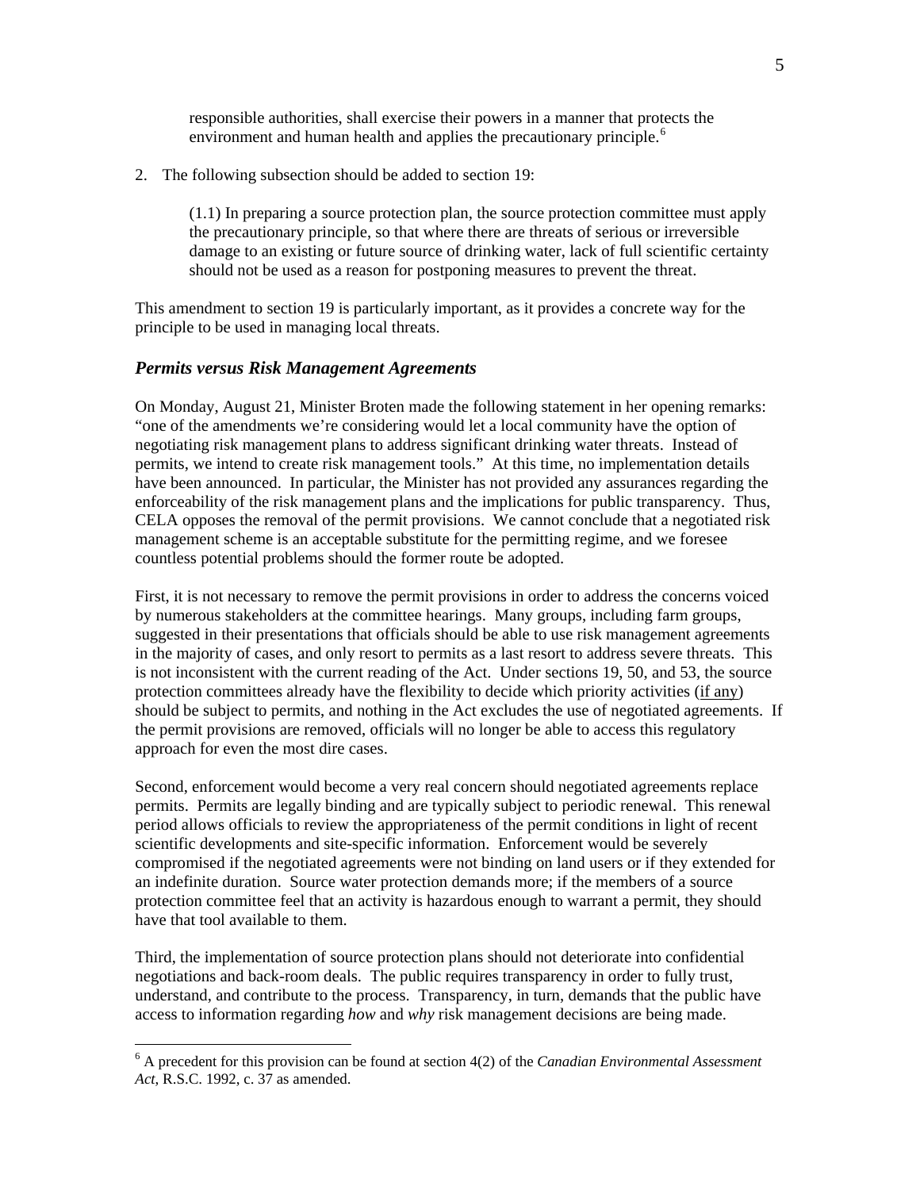> responsible authorities, shall exercise their powers in a manner that protects the environment and human health and applies the precautionary principle.[6]

2. The following subsection should be added to section 19:

> (1.1) In preparing a source protection plan, the source protection committee must apply the precautionary principle, so that where there are threats of serious or irreversible damage to an existing or future source of drinking water, lack of full scientific certainty should not be used as a reason for postponing measures to prevent the threat.

This amendment to section 19 is particularly important, as it provides a concrete way for the principle to be used in managing local threats.

### *Permits versus Risk Management Agreements*

On Monday, August 21, Minister Broten made the following statement in her opening remarks: "one of the amendments we're considering would let a local community have the option of negotiating risk management plans to address significant drinking water threats. Instead of permits, we intend to create risk management tools." At this time, no implementation details have been announced. In particular, the Minister has not provided any assurances regarding the enforceability of the risk management plans and the implications for public transparency. Thus, CELA opposes the removal of the permit provisions. We cannot conclude that a negotiated risk management scheme is an acceptable substitute for the permitting regime, and we foresee countless potential problems should the former route be adopted.

First, it is not necessary to remove the permit provisions in order to address the concerns voiced by numerous stakeholders at the committee hearings. Many groups, including farm groups, suggested in their presentations that officials should be able to use risk management agreements in the majority of cases, and only resort to permits as a last resort to address severe threats. This is not inconsistent with the current reading of the Act. Under sections 19, 50, and 53, the source protection committees already have the flexibility to decide which priority activities (<u>if any</u>) should be subject to permits, and nothing in the Act excludes the use of negotiated agreements. If the permit provisions are removed, officials will no longer be able to access this regulatory approach for even the most dire cases.

Second, enforcement would become a very real concern should negotiated agreements replace permits. Permits are legally binding and are typically subject to periodic renewal. This renewal period allows officials to review the appropriateness of the permit conditions in light of recent scientific developments and site-specific information. Enforcement would be severely compromised if the negotiated agreements were not binding on land users or if they extended for an indefinite duration. Source water protection demands more; if the members of a source protection committee feel that an activity is hazardous enough to warrant a permit, they should have that tool available to them.

Third, the implementation of source protection plans should not deteriorate into confidential negotiations and back-room deals. The public requires transparency in order to fully trust, understand, and contribute to the process. Transparency, in turn, demands that the public have access to information regarding *how* and *why* risk management decisions are being made.

---

[6] A precedent for this provision can be found at section 4(2) of the *Canadian Environmental Assessment Act,* R.S.C. 1992, c. 37 as amended.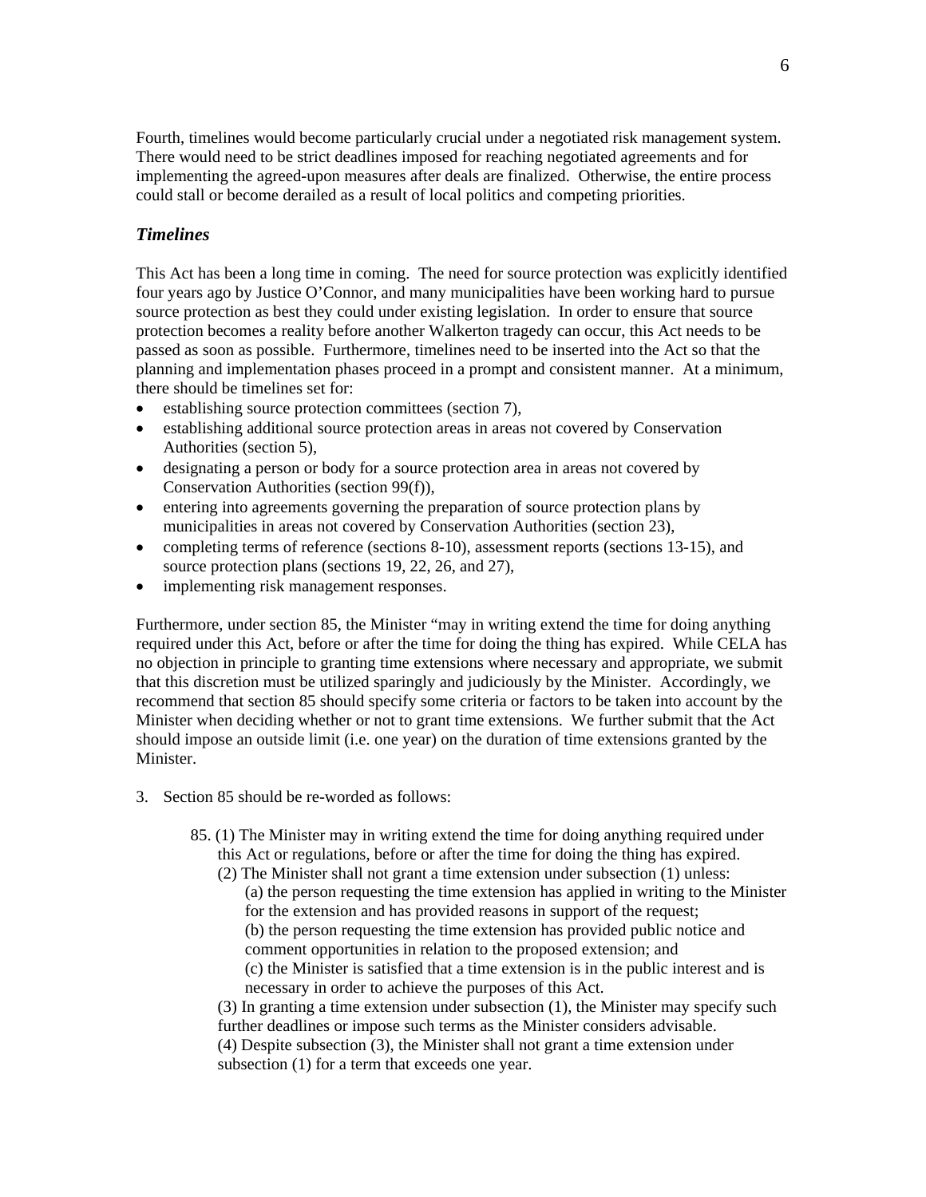Fourth, timelines would become particularly crucial under a negotiated risk management system. There would need to be strict deadlines imposed for reaching negotiated agreements and for implementing the agreed-upon measures after deals are finalized. Otherwise, the entire process could stall or become derailed as a result of local politics and competing priorities.

### *Timelines*

This Act has been a long time in coming. The need for source protection was explicitly identified four years ago by Justice O'Connor, and many municipalities have been working hard to pursue source protection as best they could under existing legislation. In order to ensure that source protection becomes a reality before another Walkerton tragedy can occur, this Act needs to be passed as soon as possible. Furthermore, timelines need to be inserted into the Act so that the planning and implementation phases proceed in a prompt and consistent manner. At a minimum, there should be timelines set for:

- establishing source protection committees (section 7),
- establishing additional source protection areas in areas not covered by Conservation Authorities (section 5),
- designating a person or body for a source protection area in areas not covered by Conservation Authorities (section 99(f)),
- entering into agreements governing the preparation of source protection plans by municipalities in areas not covered by Conservation Authorities (section 23),
- completing terms of reference (sections 8-10), assessment reports (sections 13-15), and source protection plans (sections 19, 22, 26, and 27),
- implementing risk management responses.

Furthermore, under section 85, the Minister "may in writing extend the time for doing anything required under this Act, before or after the time for doing the thing has expired. While CELA has no objection in principle to granting time extensions where necessary and appropriate, we submit that this discretion must be utilized sparingly and judiciously by the Minister. Accordingly, we recommend that section 85 should specify some criteria or factors to be taken into account by the Minister when deciding whether or not to grant time extensions. We further submit that the Act should impose an outside limit (i.e. one year) on the duration of time extensions granted by the Minister.

3. Section 85 should be re-worded as follows:

   85. (1) The Minister may in writing extend the time for doing anything required under this Act or regulations, before or after the time for doing the thing has expired.
   (2) The Minister shall not grant a time extension under subsection (1) unless:
   (a) the person requesting the time extension has applied in writing to the Minister for the extension and has provided reasons in support of the request;
   (b) the person requesting the time extension has provided public notice and comment opportunities in relation to the proposed extension; and
   (c) the Minister is satisfied that a time extension is in the public interest and is necessary in order to achieve the purposes of this Act.
   (3) In granting a time extension under subsection (1), the Minister may specify such further deadlines or impose such terms as the Minister considers advisable.
   (4) Despite subsection (3), the Minister shall not grant a time extension under subsection (1) for a term that exceeds one year.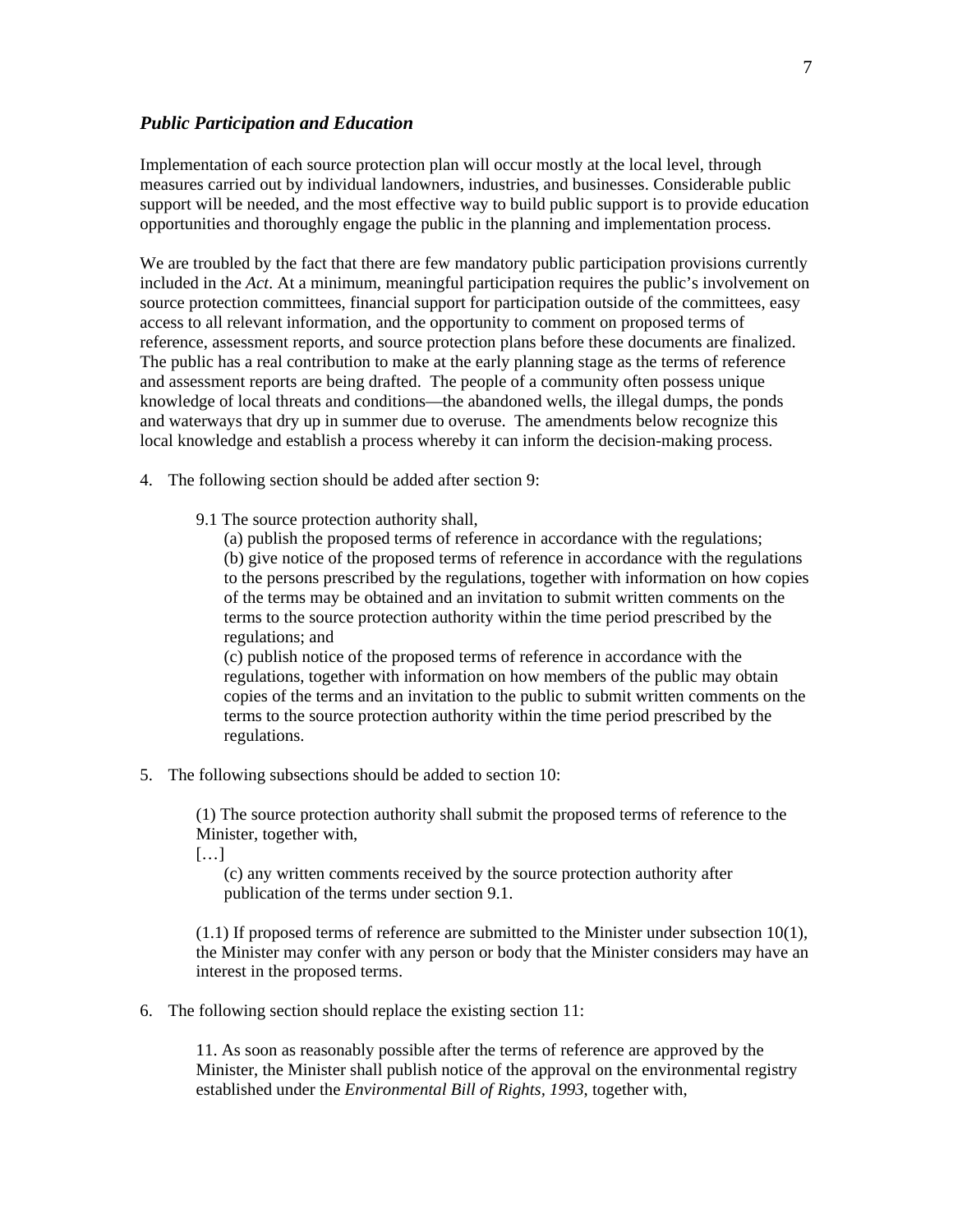### *Public Participation and Education*

Implementation of each source protection plan will occur mostly at the local level, through measures carried out by individual landowners, industries, and businesses. Considerable public support will be needed, and the most effective way to build public support is to provide education opportunities and thoroughly engage the public in the planning and implementation process.

We are troubled by the fact that there are few mandatory public participation provisions currently included in the *Act*. At a minimum, meaningful participation requires the public's involvement on source protection committees, financial support for participation outside of the committees, easy access to all relevant information, and the opportunity to comment on proposed terms of reference, assessment reports, and source protection plans before these documents are finalized. The public has a real contribution to make at the early planning stage as the terms of reference and assessment reports are being drafted. The people of a community often possess unique knowledge of local threats and conditions—the abandoned wells, the illegal dumps, the ponds and waterways that dry up in summer due to overuse. The amendments below recognize this local knowledge and establish a process whereby it can inform the decision-making process.

4. The following section should be added after section 9:

    9.1 The source protection authority shall,

    (a) publish the proposed terms of reference in accordance with the regulations;
    (b) give notice of the proposed terms of reference in accordance with the regulations to the persons prescribed by the regulations, together with information on how copies of the terms may be obtained and an invitation to submit written comments on the terms to the source protection authority within the time period prescribed by the regulations; and
    (c) publish notice of the proposed terms of reference in accordance with the regulations, together with information on how members of the public may obtain copies of the terms and an invitation to the public to submit written comments on the terms to the source protection authority within the time period prescribed by the regulations.

5. The following subsections should be added to section 10:

    (1) The source protection authority shall submit the proposed terms of reference to the Minister, together with,
    […]
    (c) any written comments received by the source protection authority after publication of the terms under section 9.1.

    (1.1) If proposed terms of reference are submitted to the Minister under subsection 10(1), the Minister may confer with any person or body that the Minister considers may have an interest in the proposed terms.

6. The following section should replace the existing section 11:

    11. As soon as reasonably possible after the terms of reference are approved by the Minister, the Minister shall publish notice of the approval on the environmental registry established under the *Environmental Bill of Rights, 1993*, together with,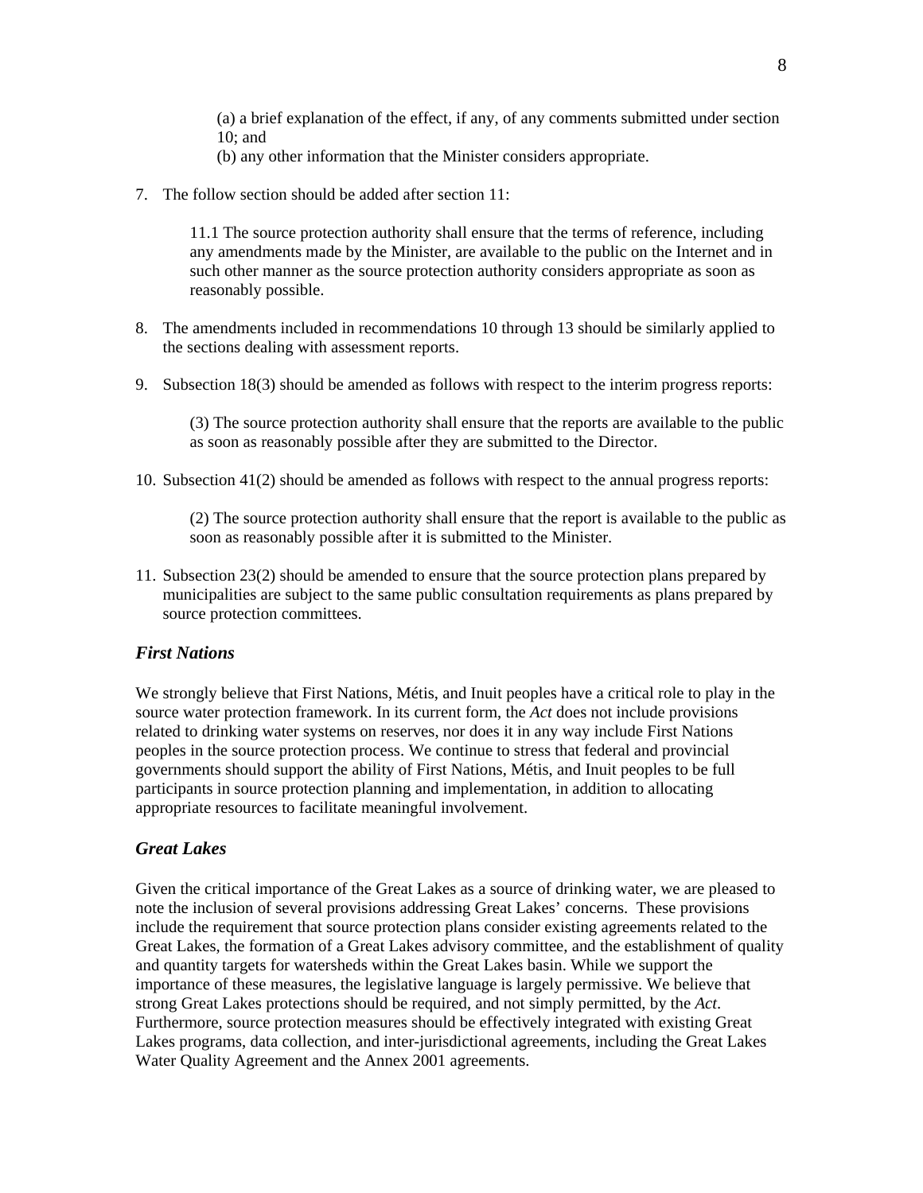(a) a brief explanation of the effect, if any, of any comments submitted under section 10; and
(b) any other information that the Minister considers appropriate.

7. The follow section should be added after section 11:

    11.1 The source protection authority shall ensure that the terms of reference, including any amendments made by the Minister, are available to the public on the Internet and in such other manner as the source protection authority considers appropriate as soon as reasonably possible.

8. The amendments included in recommendations 10 through 13 should be similarly applied to the sections dealing with assessment reports.

9. Subsection 18(3) should be amended as follows with respect to the interim progress reports:

    (3) The source protection authority shall ensure that the reports are available to the public as soon as reasonably possible after they are submitted to the Director.

10. Subsection 41(2) should be amended as follows with respect to the annual progress reports:

    (2) The source protection authority shall ensure that the report is available to the public as soon as reasonably possible after it is submitted to the Minister.

11. Subsection 23(2) should be amended to ensure that the source protection plans prepared by municipalities are subject to the same public consultation requirements as plans prepared by source protection committees.

### *First Nations*

We strongly believe that First Nations, Métis, and Inuit peoples have a critical role to play in the source water protection framework. In its current form, the *Act* does not include provisions related to drinking water systems on reserves, nor does it in any way include First Nations peoples in the source protection process. We continue to stress that federal and provincial governments should support the ability of First Nations, Métis, and Inuit peoples to be full participants in source protection planning and implementation, in addition to allocating appropriate resources to facilitate meaningful involvement.

### *Great Lakes*

Given the critical importance of the Great Lakes as a source of drinking water, we are pleased to note the inclusion of several provisions addressing Great Lakes' concerns. These provisions include the requirement that source protection plans consider existing agreements related to the Great Lakes, the formation of a Great Lakes advisory committee, and the establishment of quality and quantity targets for watersheds within the Great Lakes basin. While we support the importance of these measures, the legislative language is largely permissive. We believe that strong Great Lakes protections should be required, and not simply permitted, by the *Act*. Furthermore, source protection measures should be effectively integrated with existing Great Lakes programs, data collection, and inter-jurisdictional agreements, including the Great Lakes Water Quality Agreement and the Annex 2001 agreements.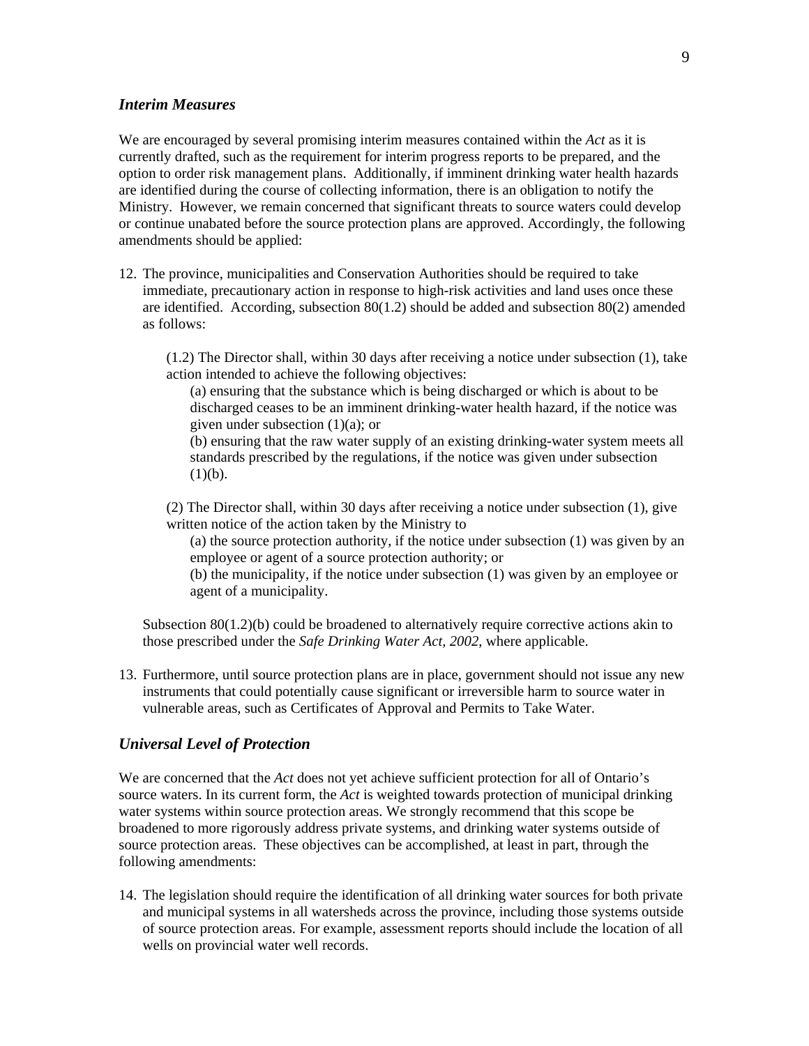### *Interim Measures*

We are encouraged by several promising interim measures contained within the *Act* as it is currently drafted, such as the requirement for interim progress reports to be prepared, and the option to order risk management plans. Additionally, if imminent drinking water health hazards are identified during the course of collecting information, there is an obligation to notify the Ministry. However, we remain concerned that significant threats to source waters could develop or continue unabated before the source protection plans are approved. Accordingly, the following amendments should be applied:

12. The province, municipalities and Conservation Authorities should be required to take immediate, precautionary action in response to high-risk activities and land uses once these are identified. According, subsection 80(1.2) should be added and subsection 80(2) amended as follows:

    (1.2) The Director shall, within 30 days after receiving a notice under subsection (1), take action intended to achieve the following objectives:

    (a) ensuring that the substance which is being discharged or which is about to be discharged ceases to be an imminent drinking-water health hazard, if the notice was given under subsection (1)(a); or

    (b) ensuring that the raw water supply of an existing drinking-water system meets all standards prescribed by the regulations, if the notice was given under subsection (1)(b).

    (2) The Director shall, within 30 days after receiving a notice under subsection (1), give written notice of the action taken by the Ministry to

    (a) the source protection authority, if the notice under subsection (1) was given by an employee or agent of a source protection authority; or

    (b) the municipality, if the notice under subsection (1) was given by an employee or agent of a municipality.

    Subsection 80(1.2)(b) could be broadened to alternatively require corrective actions akin to those prescribed under the *Safe Drinking Water Act, 2002*, where applicable.

13. Furthermore, until source protection plans are in place, government should not issue any new instruments that could potentially cause significant or irreversible harm to source water in vulnerable areas, such as Certificates of Approval and Permits to Take Water.

### *Universal Level of Protection*

We are concerned that the *Act* does not yet achieve sufficient protection for all of Ontario's source waters. In its current form, the *Act* is weighted towards protection of municipal drinking water systems within source protection areas. We strongly recommend that this scope be broadened to more rigorously address private systems, and drinking water systems outside of source protection areas. These objectives can be accomplished, at least in part, through the following amendments:

14. The legislation should require the identification of all drinking water sources for both private and municipal systems in all watersheds across the province, including those systems outside of source protection areas. For example, assessment reports should include the location of all wells on provincial water well records.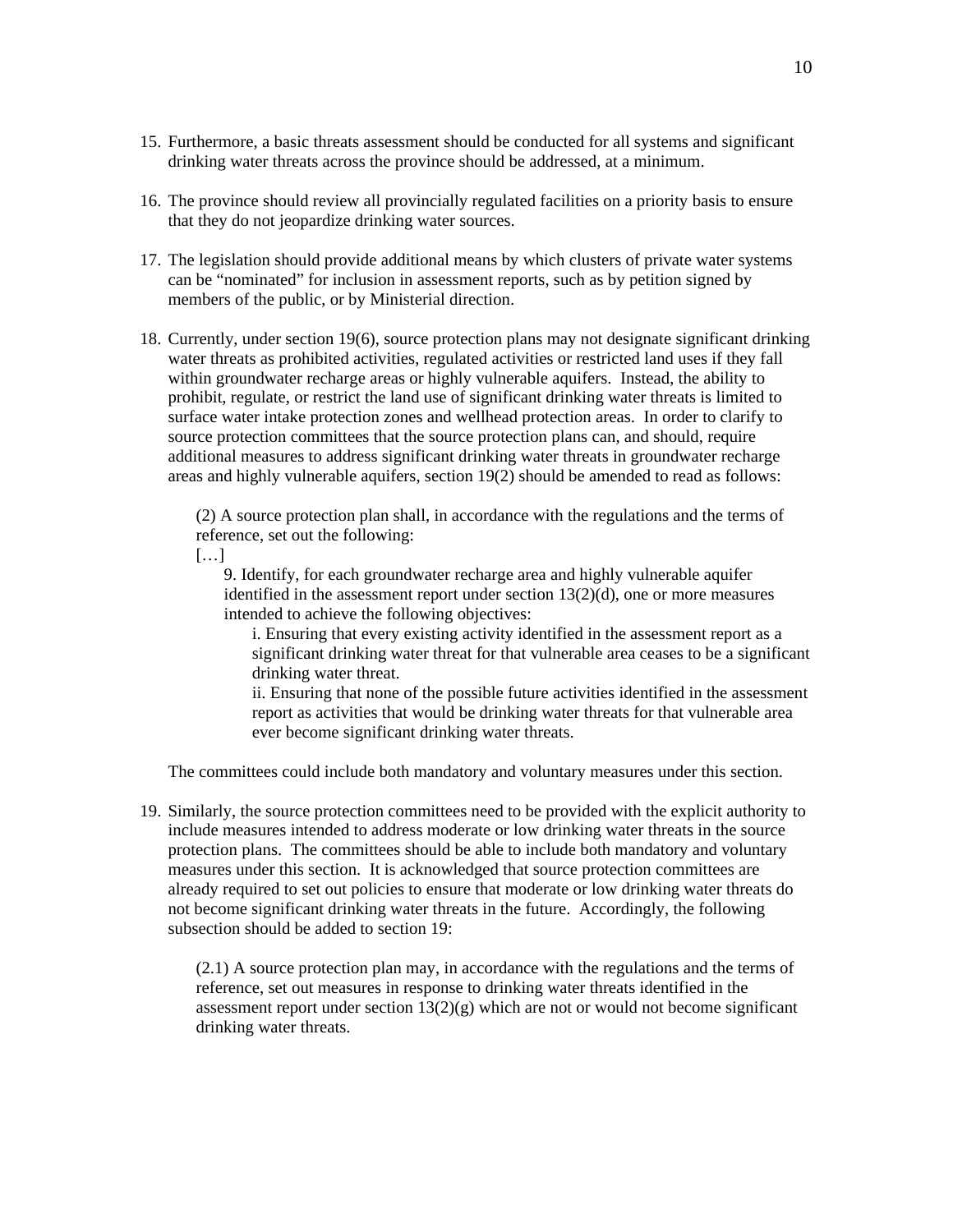15. Furthermore, a basic threats assessment should be conducted for all systems and significant drinking water threats across the province should be addressed, at a minimum.

16. The province should review all provincially regulated facilities on a priority basis to ensure that they do not jeopardize drinking water sources.

17. The legislation should provide additional means by which clusters of private water systems can be "nominated" for inclusion in assessment reports, such as by petition signed by members of the public, or by Ministerial direction.

18. Currently, under section 19(6), source protection plans may not designate significant drinking water threats as prohibited activities, regulated activities or restricted land uses if they fall within groundwater recharge areas or highly vulnerable aquifers. Instead, the ability to prohibit, regulate, or restrict the land use of significant drinking water threats is limited to surface water intake protection zones and wellhead protection areas. In order to clarify to source protection committees that the source protection plans can, and should, require additional measures to address significant drinking water threats in groundwater recharge areas and highly vulnerable aquifers, section 19(2) should be amended to read as follows:

    (2) A source protection plan shall, in accordance with the regulations and the terms of reference, set out the following:
    […]
    9. Identify, for each groundwater recharge area and highly vulnerable aquifer identified in the assessment report under section 13(2)(d), one or more measures intended to achieve the following objectives:
    i. Ensuring that every existing activity identified in the assessment report as a significant drinking water threat for that vulnerable area ceases to be a significant drinking water threat.
    ii. Ensuring that none of the possible future activities identified in the assessment report as activities that would be drinking water threats for that vulnerable area ever become significant drinking water threats.

    The committees could include both mandatory and voluntary measures under this section.

19. Similarly, the source protection committees need to be provided with the explicit authority to include measures intended to address moderate or low drinking water threats in the source protection plans. The committees should be able to include both mandatory and voluntary measures under this section. It is acknowledged that source protection committees are already required to set out policies to ensure that moderate or low drinking water threats do not become significant drinking water threats in the future. Accordingly, the following subsection should be added to section 19:

    (2.1) A source protection plan may, in accordance with the regulations and the terms of reference, set out measures in response to drinking water threats identified in the assessment report under section 13(2)(g) which are not or would not become significant drinking water threats.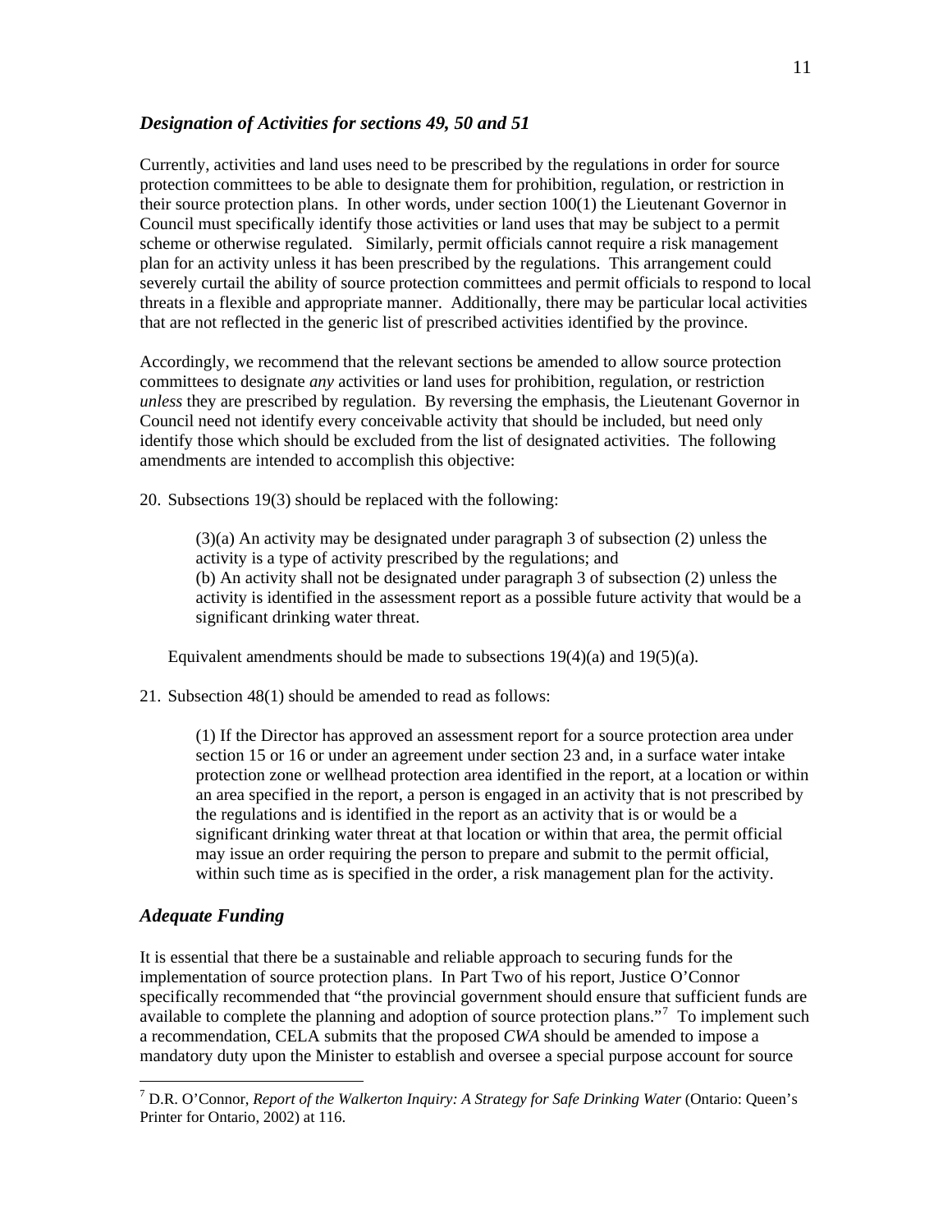### *Designation of Activities for sections 49, 50 and 51*

Currently, activities and land uses need to be prescribed by the regulations in order for source protection committees to be able to designate them for prohibition, regulation, or restriction in their source protection plans. In other words, under section 100(1) the Lieutenant Governor in Council must specifically identify those activities or land uses that may be subject to a permit scheme or otherwise regulated. Similarly, permit officials cannot require a risk management plan for an activity unless it has been prescribed by the regulations. This arrangement could severely curtail the ability of source protection committees and permit officials to respond to local threats in a flexible and appropriate manner. Additionally, there may be particular local activities that are not reflected in the generic list of prescribed activities identified by the province.

Accordingly, we recommend that the relevant sections be amended to allow source protection committees to designate *any* activities or land uses for prohibition, regulation, or restriction *unless* they are prescribed by regulation. By reversing the emphasis, the Lieutenant Governor in Council need not identify every conceivable activity that should be included, but need only identify those which should be excluded from the list of designated activities. The following amendments are intended to accomplish this objective:

20. Subsections 19(3) should be replaced with the following:

    (3)(a) An activity may be designated under paragraph 3 of subsection (2) unless the activity is a type of activity prescribed by the regulations; and
    (b) An activity shall not be designated under paragraph 3 of subsection (2) unless the activity is identified in the assessment report as a possible future activity that would be a significant drinking water threat.

    Equivalent amendments should be made to subsections 19(4)(a) and 19(5)(a).

21. Subsection 48(1) should be amended to read as follows:

    (1) If the Director has approved an assessment report for a source protection area under section 15 or 16 or under an agreement under section 23 and, in a surface water intake protection zone or wellhead protection area identified in the report, at a location or within an area specified in the report, a person is engaged in an activity that is not prescribed by the regulations and is identified in the report as an activity that is or would be a significant drinking water threat at that location or within that area, the permit official may issue an order requiring the person to prepare and submit to the permit official, within such time as is specified in the order, a risk management plan for the activity.

### *Adequate Funding*

It is essential that there be a sustainable and reliable approach to securing funds for the implementation of source protection plans. In Part Two of his report, Justice O'Connor specifically recommended that "the provincial government should ensure that sufficient funds are available to complete the planning and adoption of source protection plans."[7] To implement such a recommendation, CELA submits that the proposed *CWA* should be amended to impose a mandatory duty upon the Minister to establish and oversee a special purpose account for source

[7] D.R. O'Connor, *Report of the Walkerton Inquiry: A Strategy for Safe Drinking Water* (Ontario: Queen's Printer for Ontario, 2002) at 116.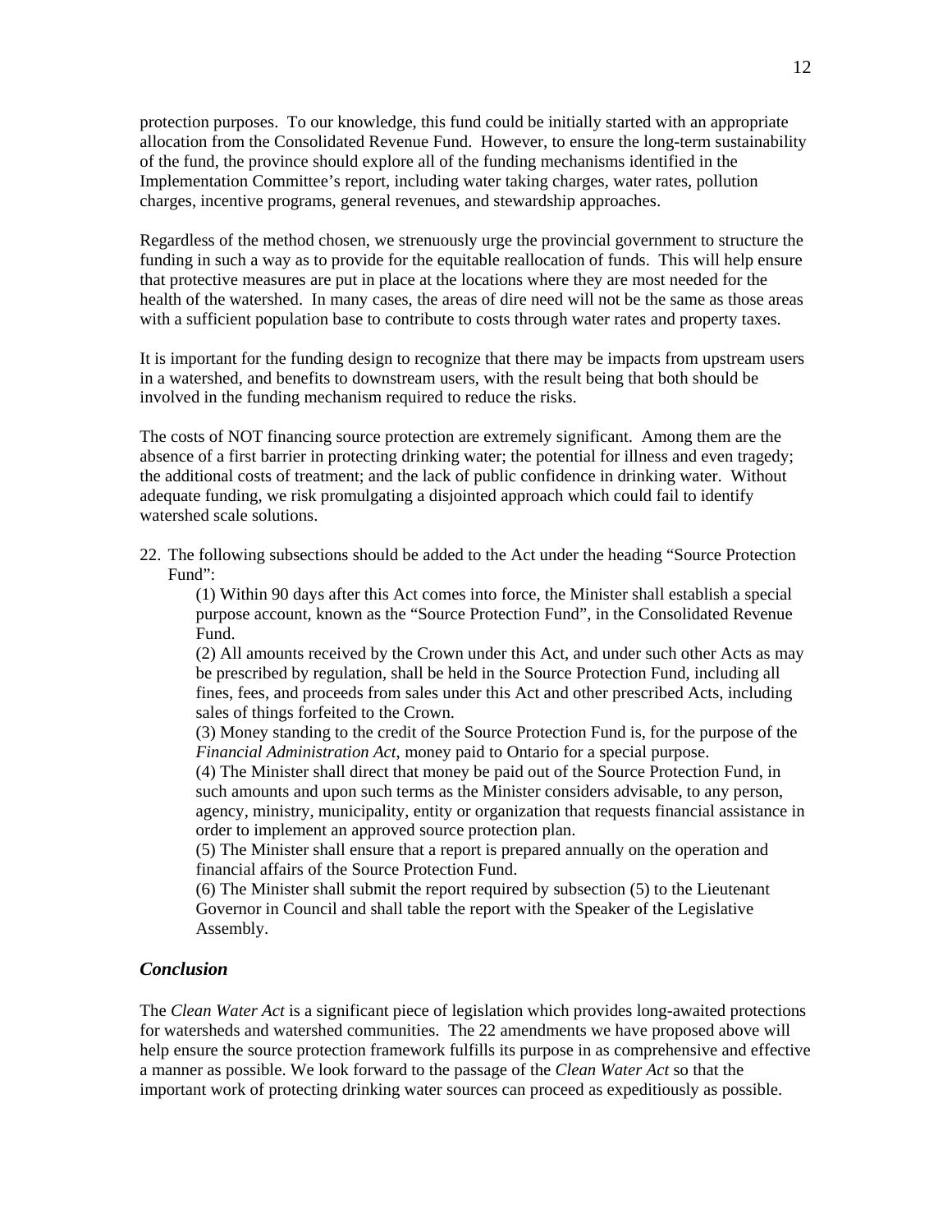protection purposes. To our knowledge, this fund could be initially started with an appropriate allocation from the Consolidated Revenue Fund. However, to ensure the long-term sustainability of the fund, the province should explore all of the funding mechanisms identified in the Implementation Committee's report, including water taking charges, water rates, pollution charges, incentive programs, general revenues, and stewardship approaches.

Regardless of the method chosen, we strenuously urge the provincial government to structure the funding in such a way as to provide for the equitable reallocation of funds. This will help ensure that protective measures are put in place at the locations where they are most needed for the health of the watershed. In many cases, the areas of dire need will not be the same as those areas with a sufficient population base to contribute to costs through water rates and property taxes.

It is important for the funding design to recognize that there may be impacts from upstream users in a watershed, and benefits to downstream users, with the result being that both should be involved in the funding mechanism required to reduce the risks.

The costs of NOT financing source protection are extremely significant. Among them are the absence of a first barrier in protecting drinking water; the potential for illness and even tragedy; the additional costs of treatment; and the lack of public confidence in drinking water. Without adequate funding, we risk promulgating a disjointed approach which could fail to identify watershed scale solutions.

22. The following subsections should be added to the Act under the heading "Source Protection Fund":

    (1) Within 90 days after this Act comes into force, the Minister shall establish a special purpose account, known as the "Source Protection Fund", in the Consolidated Revenue Fund.

    (2) All amounts received by the Crown under this Act, and under such other Acts as may be prescribed by regulation, shall be held in the Source Protection Fund, including all fines, fees, and proceeds from sales under this Act and other prescribed Acts, including sales of things forfeited to the Crown.

    (3) Money standing to the credit of the Source Protection Fund is, for the purpose of the *Financial Administration Act*, money paid to Ontario for a special purpose.

    (4) The Minister shall direct that money be paid out of the Source Protection Fund, in such amounts and upon such terms as the Minister considers advisable, to any person, agency, ministry, municipality, entity or organization that requests financial assistance in order to implement an approved source protection plan.

    (5) The Minister shall ensure that a report is prepared annually on the operation and financial affairs of the Source Protection Fund.

    (6) The Minister shall submit the report required by subsection (5) to the Lieutenant Governor in Council and shall table the report with the Speaker of the Legislative Assembly.

### *Conclusion*

The *Clean Water Act* is a significant piece of legislation which provides long-awaited protections for watersheds and watershed communities. The 22 amendments we have proposed above will help ensure the source protection framework fulfills its purpose in as comprehensive and effective a manner as possible. We look forward to the passage of the *Clean Water Act* so that the important work of protecting drinking water sources can proceed as expeditiously as possible.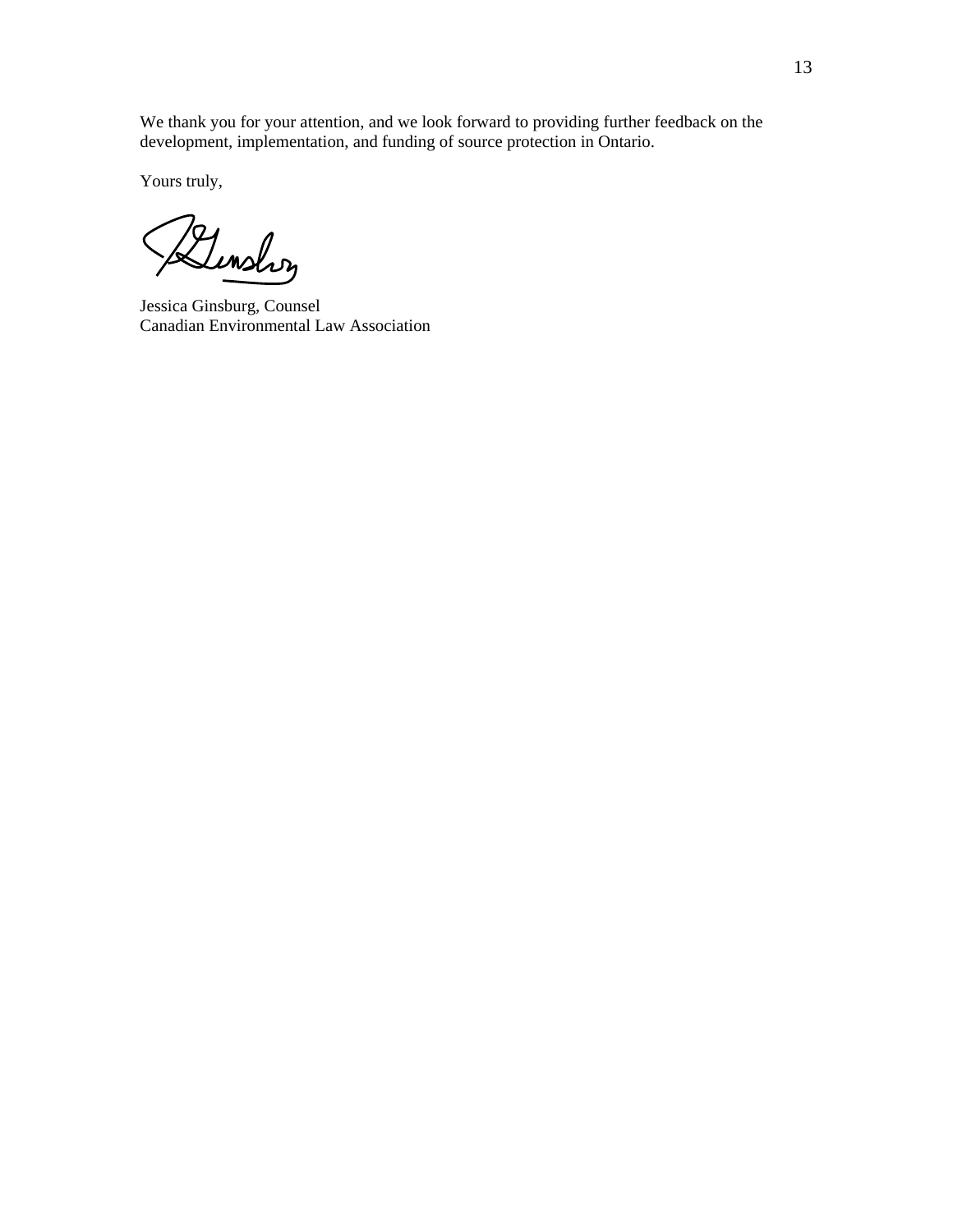We thank you for your attention, and we look forward to providing further feedback on the development, implementation, and funding of source protection in Ontario.

Yours truly,

Jessica Ginsburg, Counsel
Canadian Environmental Law Association